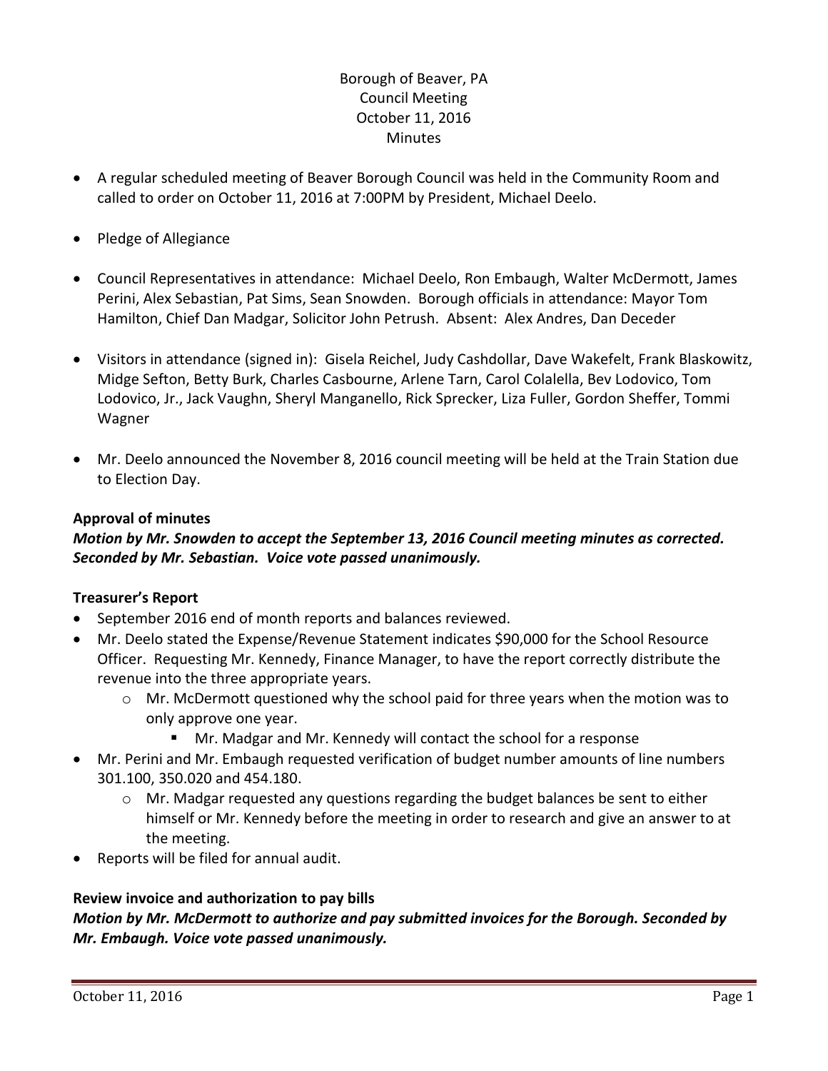Borough of Beaver, PA
Council Meeting
October 11, 2016
Minutes

- A regular scheduled meeting of Beaver Borough Council was held in the Community Room and called to order on October 11, 2016 at 7:00PM by President, Michael Deelo.
- Pledge of Allegiance
- Council Representatives in attendance: Michael Deelo, Ron Embaugh, Walter McDermott, James Perini, Alex Sebastian, Pat Sims, Sean Snowden. Borough officials in attendance: Mayor Tom Hamilton, Chief Dan Madgar, Solicitor John Petrush. Absent: Alex Andres, Dan Deceder
- Visitors in attendance (signed in): Gisela Reichel, Judy Cashdollar, Dave Wakefelt, Frank Blaskowitz, Midge Sefton, Betty Burk, Charles Casbourne, Arlene Tarn, Carol Colalella, Bev Lodovico, Tom Lodovico, Jr., Jack Vaughn, Sheryl Manganello, Rick Sprecker, Liza Fuller, Gordon Sheffer, Tommi Wagner
- Mr. Deelo announced the November 8, 2016 council meeting will be held at the Train Station due to Election Day.

**Approval of minutes**

***Motion by Mr. Snowden to accept the September 13, 2016 Council meeting minutes as corrected. Seconded by Mr. Sebastian. Voice vote passed unanimously.***

**Treasurer's Report**

- September 2016 end of month reports and balances reviewed.
- Mr. Deelo stated the Expense/Revenue Statement indicates $90,000 for the School Resource Officer. Requesting Mr. Kennedy, Finance Manager, to have the report correctly distribute the revenue into the three appropriate years.
  - Mr. McDermott questioned why the school paid for three years when the motion was to only approve one year.
    - Mr. Madgar and Mr. Kennedy will contact the school for a response
- Mr. Perini and Mr. Embaugh requested verification of budget number amounts of line numbers 301.100, 350.020 and 454.180.
  - Mr. Madgar requested any questions regarding the budget balances be sent to either himself or Mr. Kennedy before the meeting in order to research and give an answer to at the meeting.
- Reports will be filed for annual audit.

**Review invoice and authorization to pay bills**

***Motion by Mr. McDermott to authorize and pay submitted invoices for the Borough. Seconded by Mr. Embaugh. Voice vote passed unanimously.***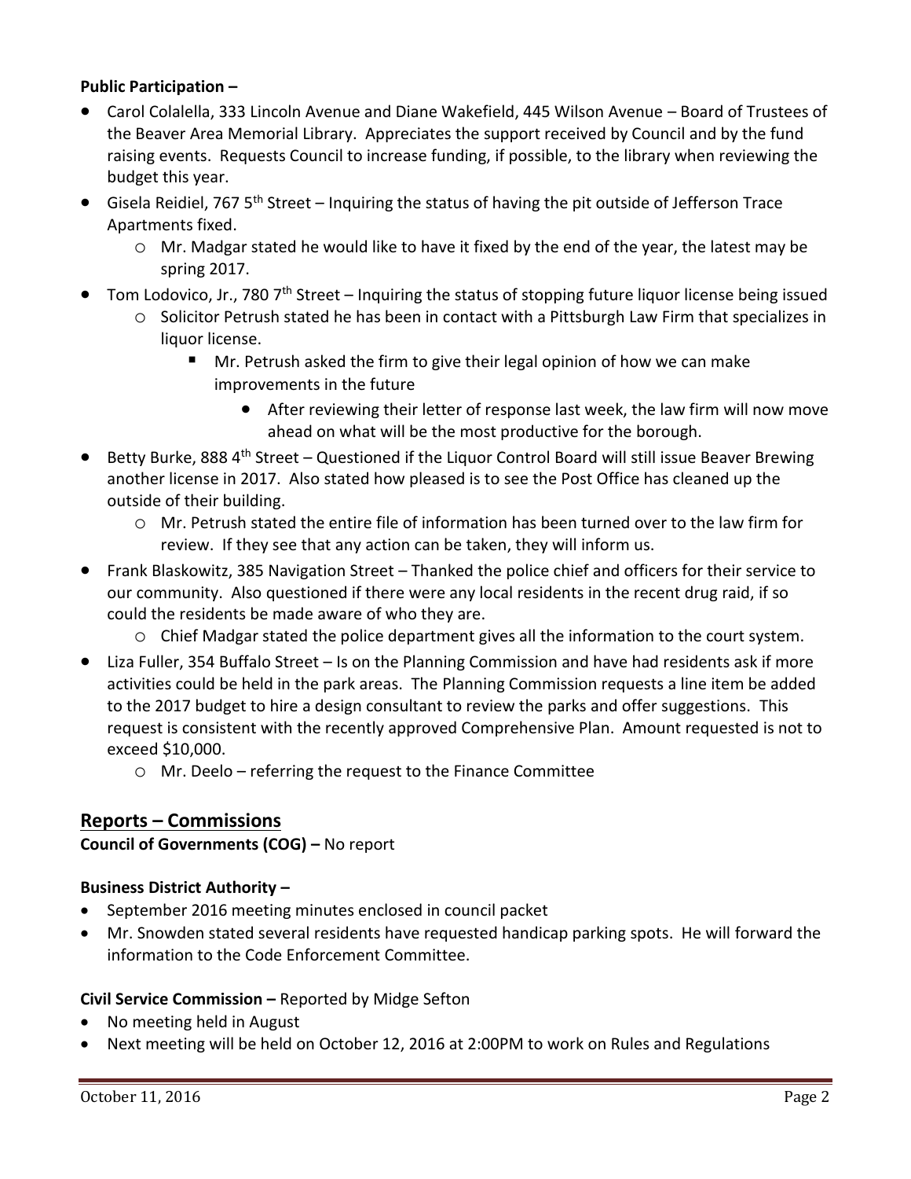**Public Participation –**

- Carol Colalella, 333 Lincoln Avenue and Diane Wakefield, 445 Wilson Avenue – Board of Trustees of the Beaver Area Memorial Library. Appreciates the support received by Council and by the fund raising events. Requests Council to increase funding, if possible, to the library when reviewing the budget this year.
- Gisela Reidiel, 767 5th Street – Inquiring the status of having the pit outside of Jefferson Trace Apartments fixed.
  - Mr. Madgar stated he would like to have it fixed by the end of the year, the latest may be spring 2017.
- Tom Lodovico, Jr., 780 7th Street – Inquiring the status of stopping future liquor license being issued
  - Solicitor Petrush stated he has been in contact with a Pittsburgh Law Firm that specializes in liquor license.
    - Mr. Petrush asked the firm to give their legal opinion of how we can make improvements in the future
      - After reviewing their letter of response last week, the law firm will now move ahead on what will be the most productive for the borough.
- Betty Burke, 888 4th Street – Questioned if the Liquor Control Board will still issue Beaver Brewing another license in 2017. Also stated how pleased is to see the Post Office has cleaned up the outside of their building.
  - Mr. Petrush stated the entire file of information has been turned over to the law firm for review. If they see that any action can be taken, they will inform us.
- Frank Blaskowitz, 385 Navigation Street – Thanked the police chief and officers for their service to our community. Also questioned if there were any local residents in the recent drug raid, if so could the residents be made aware of who they are.
  - Chief Madgar stated the police department gives all the information to the court system.
- Liza Fuller, 354 Buffalo Street – Is on the Planning Commission and have had residents ask if more activities could be held in the park areas. The Planning Commission requests a line item be added to the 2017 budget to hire a design consultant to review the parks and offer suggestions. This request is consistent with the recently approved Comprehensive Plan. Amount requested is not to exceed $10,000.
  - Mr. Deelo – referring the request to the Finance Committee

## Reports – Commissions

**Council of Governments (COG) –** No report

**Business District Authority –**

- September 2016 meeting minutes enclosed in council packet
- Mr. Snowden stated several residents have requested handicap parking spots. He will forward the information to the Code Enforcement Committee.

**Civil Service Commission –** Reported by Midge Sefton

- No meeting held in August
- Next meeting will be held on October 12, 2016 at 2:00PM to work on Rules and Regulations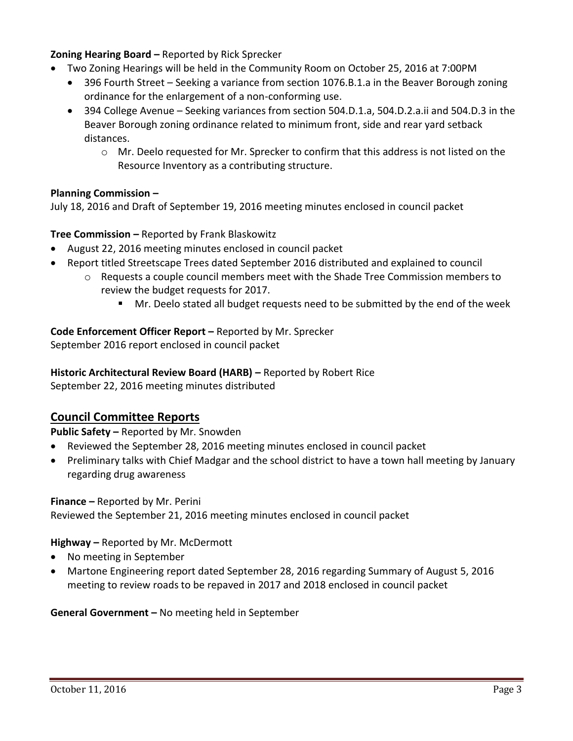**Zoning Hearing Board –** Reported by Rick Sprecker

- Two Zoning Hearings will be held in the Community Room on October 25, 2016 at 7:00PM
  - 396 Fourth Street – Seeking a variance from section 1076.B.1.a in the Beaver Borough zoning ordinance for the enlargement of a non-conforming use.
  - 394 College Avenue – Seeking variances from section 504.D.1.a, 504.D.2.a.ii and 504.D.3 in the Beaver Borough zoning ordinance related to minimum front, side and rear yard setback distances.
    - Mr. Deelo requested for Mr. Sprecker to confirm that this address is not listed on the Resource Inventory as a contributing structure.

**Planning Commission –**

July 18, 2016 and Draft of September 19, 2016 meeting minutes enclosed in council packet

**Tree Commission –** Reported by Frank Blaskowitz

- August 22, 2016 meeting minutes enclosed in council packet
- Report titled Streetscape Trees dated September 2016 distributed and explained to council
  - Requests a couple council members meet with the Shade Tree Commission members to review the budget requests for 2017.
    - Mr. Deelo stated all budget requests need to be submitted by the end of the week

**Code Enforcement Officer Report –** Reported by Mr. Sprecker

September 2016 report enclosed in council packet

**Historic Architectural Review Board (HARB) –** Reported by Robert Rice

September 22, 2016 meeting minutes distributed

## Council Committee Reports

**Public Safety –** Reported by Mr. Snowden

- Reviewed the September 28, 2016 meeting minutes enclosed in council packet
- Preliminary talks with Chief Madgar and the school district to have a town hall meeting by January regarding drug awareness

**Finance –** Reported by Mr. Perini

Reviewed the September 21, 2016 meeting minutes enclosed in council packet

**Highway –** Reported by Mr. McDermott

- No meeting in September
- Martone Engineering report dated September 28, 2016 regarding Summary of August 5, 2016 meeting to review roads to be repaved in 2017 and 2018 enclosed in council packet

**General Government –** No meeting held in September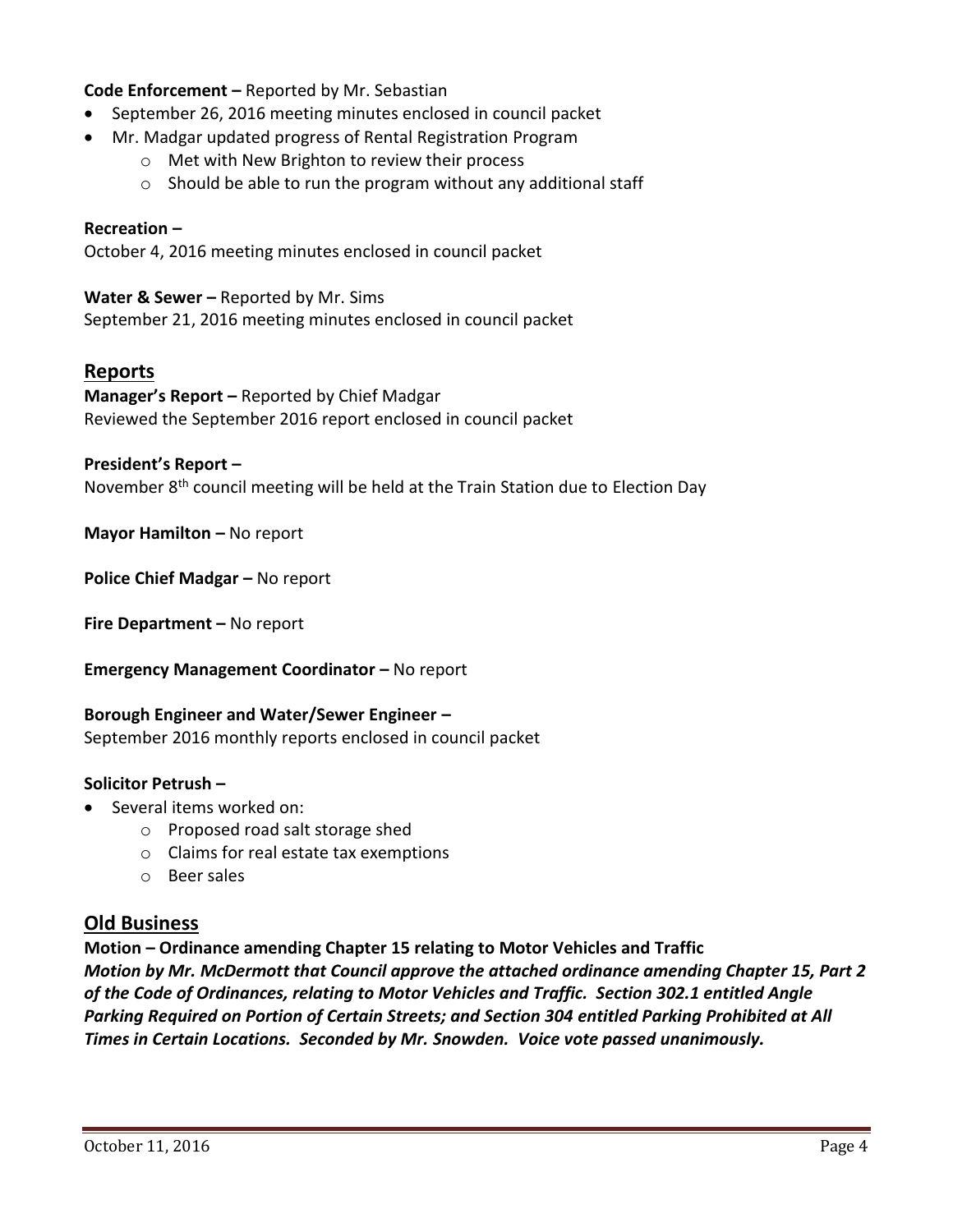**Code Enforcement –** Reported by Mr. Sebastian

- September 26, 2016 meeting minutes enclosed in council packet
- Mr. Madgar updated progress of Rental Registration Program
  - Met with New Brighton to review their process
  - Should be able to run the program without any additional staff

**Recreation –**
October 4, 2016 meeting minutes enclosed in council packet

**Water & Sewer –** Reported by Mr. Sims
September 21, 2016 meeting minutes enclosed in council packet

## Reports

**Manager's Report –** Reported by Chief Madgar
Reviewed the September 2016 report enclosed in council packet

**President's Report –**
November 8th council meeting will be held at the Train Station due to Election Day

**Mayor Hamilton –** No report

**Police Chief Madgar –** No report

**Fire Department –** No report

**Emergency Management Coordinator –** No report

**Borough Engineer and Water/Sewer Engineer –**
September 2016 monthly reports enclosed in council packet

**Solicitor Petrush –**

- Several items worked on:
  - Proposed road salt storage shed
  - Claims for real estate tax exemptions
  - Beer sales

## Old Business

**Motion – Ordinance amending Chapter 15 relating to Motor Vehicles and Traffic**
***Motion by Mr. McDermott that Council approve the attached ordinance amending Chapter 15, Part 2 of the Code of Ordinances, relating to Motor Vehicles and Traffic. Section 302.1 entitled Angle Parking Required on Portion of Certain Streets; and Section 304 entitled Parking Prohibited at All Times in Certain Locations. Seconded by Mr. Snowden. Voice vote passed unanimously.***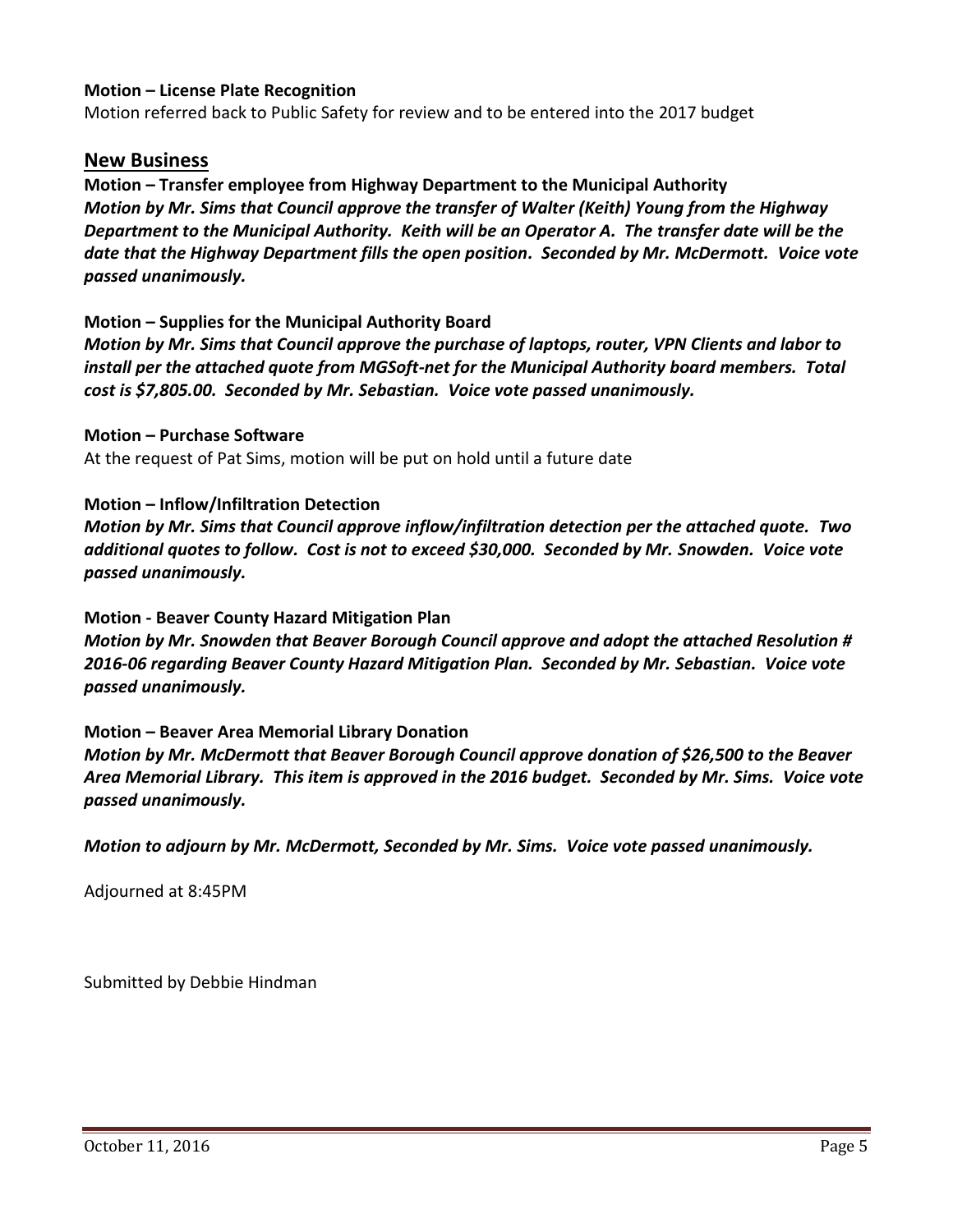**Motion – License Plate Recognition**

Motion referred back to Public Safety for review and to be entered into the 2017 budget

## New Business

**Motion – Transfer employee from Highway Department to the Municipal Authority**

***Motion by Mr. Sims that Council approve the transfer of Walter (Keith) Young from the Highway Department to the Municipal Authority. Keith will be an Operator A. The transfer date will be the date that the Highway Department fills the open position. Seconded by Mr. McDermott. Voice vote passed unanimously.***

**Motion – Supplies for the Municipal Authority Board**

***Motion by Mr. Sims that Council approve the purchase of laptops, router, VPN Clients and labor to install per the attached quote from MGSoft-net for the Municipal Authority board members. Total cost is $7,805.00. Seconded by Mr. Sebastian. Voice vote passed unanimously.***

**Motion – Purchase Software**

At the request of Pat Sims, motion will be put on hold until a future date

**Motion – Inflow/Infiltration Detection**

***Motion by Mr. Sims that Council approve inflow/infiltration detection per the attached quote. Two additional quotes to follow. Cost is not to exceed $30,000. Seconded by Mr. Snowden. Voice vote passed unanimously.***

**Motion - Beaver County Hazard Mitigation Plan**

***Motion by Mr. Snowden that Beaver Borough Council approve and adopt the attached Resolution # 2016-06 regarding Beaver County Hazard Mitigation Plan. Seconded by Mr. Sebastian. Voice vote passed unanimously.***

**Motion – Beaver Area Memorial Library Donation**

***Motion by Mr. McDermott that Beaver Borough Council approve donation of $26,500 to the Beaver Area Memorial Library. This item is approved in the 2016 budget. Seconded by Mr. Sims. Voice vote passed unanimously.***

***Motion to adjourn by Mr. McDermott, Seconded by Mr. Sims. Voice vote passed unanimously.***

Adjourned at 8:45PM

Submitted by Debbie Hindman